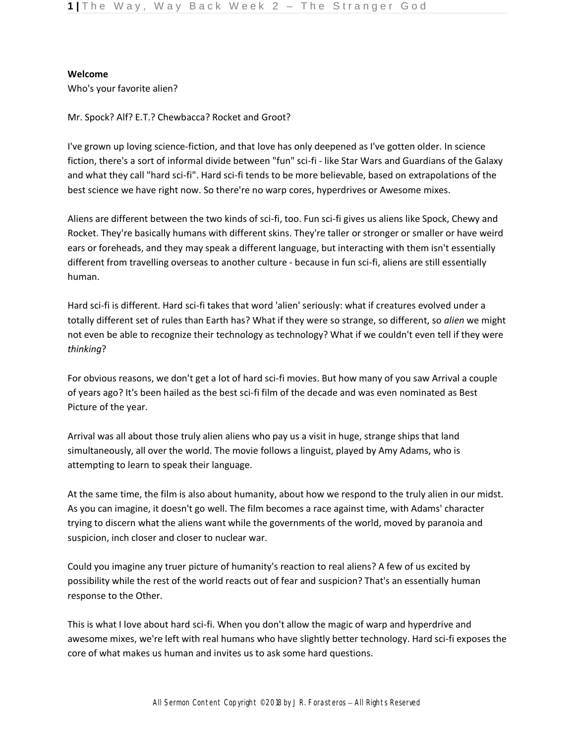**Welcome**

Who's your favorite alien?

Mr. Spock? Alf? E.T.? Chewbacca? Rocket and Groot?

I've grown up loving science-fiction, and that love has only deepened as I've gotten older. In science fiction, there's a sort of informal divide between "fun" sci-fi - like Star Wars and Guardians of the Galaxy and what they call "hard sci-fi". Hard sci-fi tends to be more believable, based on extrapolations of the best science we have right now. So there're no warp cores, hyperdrives or Awesome mixes.

Aliens are different between the two kinds of sci-fi, too. Fun sci-fi gives us aliens like Spock, Chewy and Rocket. They're basically humans with different skins. They're taller or stronger or smaller or have weird ears or foreheads, and they may speak a different language, but interacting with them isn't essentially different from travelling overseas to another culture - because in fun sci-fi, aliens are still essentially human.

Hard sci-fi is different. Hard sci-fi takes that word 'alien' seriously: what if creatures evolved under a totally different set of rules than Earth has? What if they were so strange, so different, so *alien* we might not even be able to recognize their technology as technology? What if we couldn't even tell if they were *thinking*?

For obvious reasons, we don't get a lot of hard sci-fi movies. But how many of you saw Arrival a couple of years ago? It's been hailed as the best sci-fi film of the decade and was even nominated as Best Picture of the year.

Arrival was all about those truly alien aliens who pay us a visit in huge, strange ships that land simultaneously, all over the world. The movie follows a linguist, played by Amy Adams, who is attempting to learn to speak their language.

At the same time, the film is also about humanity, about how we respond to the truly alien in our midst. As you can imagine, it doesn't go well. The film becomes a race against time, with Adams' character trying to discern what the aliens want while the governments of the world, moved by paranoia and suspicion, inch closer and closer to nuclear war.

Could you imagine any truer picture of humanity's reaction to real aliens? A few of us excited by possibility while the rest of the world reacts out of fear and suspicion? That's an essentially human response to the Other.

This is what I love about hard sci-fi. When you don't allow the magic of warp and hyperdrive and awesome mixes, we're left with real humans who have slightly better technology. Hard sci-fi exposes the core of what makes us human and invites us to ask some hard questions.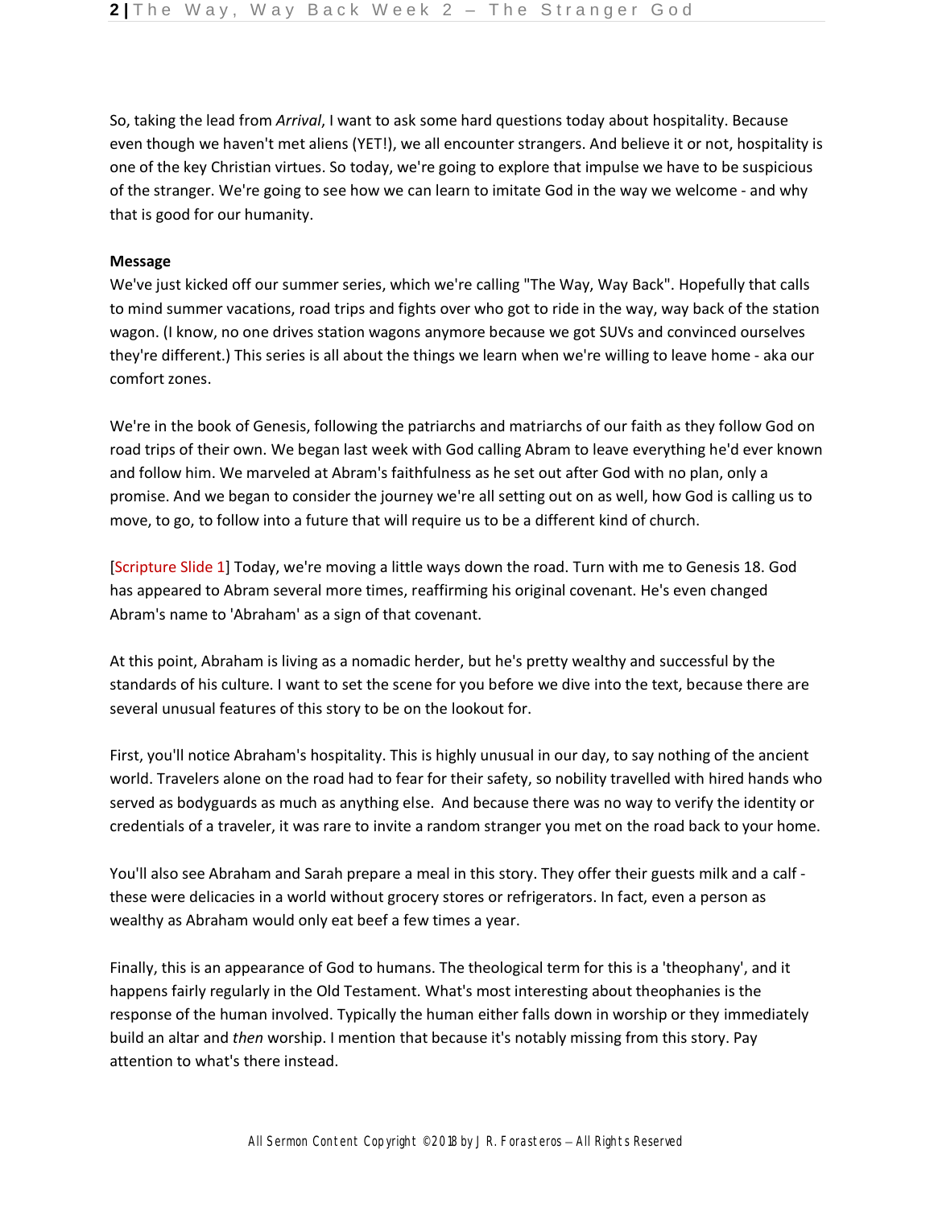So, taking the lead from *Arrival*, I want to ask some hard questions today about hospitality. Because even though we haven't met aliens (YET!), we all encounter strangers. And believe it or not, hospitality is one of the key Christian virtues. So today, we're going to explore that impulse we have to be suspicious of the stranger. We're going to see how we can learn to imitate God in the way we welcome - and why that is good for our humanity.

**Message**

We've just kicked off our summer series, which we're calling "The Way, Way Back". Hopefully that calls to mind summer vacations, road trips and fights over who got to ride in the way, way back of the station wagon. (I know, no one drives station wagons anymore because we got SUVs and convinced ourselves they're different.) This series is all about the things we learn when we're willing to leave home - aka our comfort zones.

We're in the book of Genesis, following the patriarchs and matriarchs of our faith as they follow God on road trips of their own. We began last week with God calling Abram to leave everything he'd ever known and follow him. We marveled at Abram's faithfulness as he set out after God with no plan, only a promise. And we began to consider the journey we're all setting out on as well, how God is calling us to move, to go, to follow into a future that will require us to be a different kind of church.

[Scripture Slide 1] Today, we're moving a little ways down the road. Turn with me to Genesis 18. God has appeared to Abram several more times, reaffirming his original covenant. He's even changed Abram's name to 'Abraham' as a sign of that covenant.

At this point, Abraham is living as a nomadic herder, but he's pretty wealthy and successful by the standards of his culture. I want to set the scene for you before we dive into the text, because there are several unusual features of this story to be on the lookout for.

First, you'll notice Abraham's hospitality. This is highly unusual in our day, to say nothing of the ancient world. Travelers alone on the road had to fear for their safety, so nobility travelled with hired hands who served as bodyguards as much as anything else. And because there was no way to verify the identity or credentials of a traveler, it was rare to invite a random stranger you met on the road back to your home.

You'll also see Abraham and Sarah prepare a meal in this story. They offer their guests milk and a calf - these were delicacies in a world without grocery stores or refrigerators. In fact, even a person as wealthy as Abraham would only eat beef a few times a year.

Finally, this is an appearance of God to humans. The theological term for this is a 'theophany', and it happens fairly regularly in the Old Testament. What's most interesting about theophanies is the response of the human involved. Typically the human either falls down in worship or they immediately build an altar and *then* worship. I mention that because it's notably missing from this story. Pay attention to what's there instead.

All Sermon Content Copyright ©2018 by JR. Forasteros – All Rights Reserved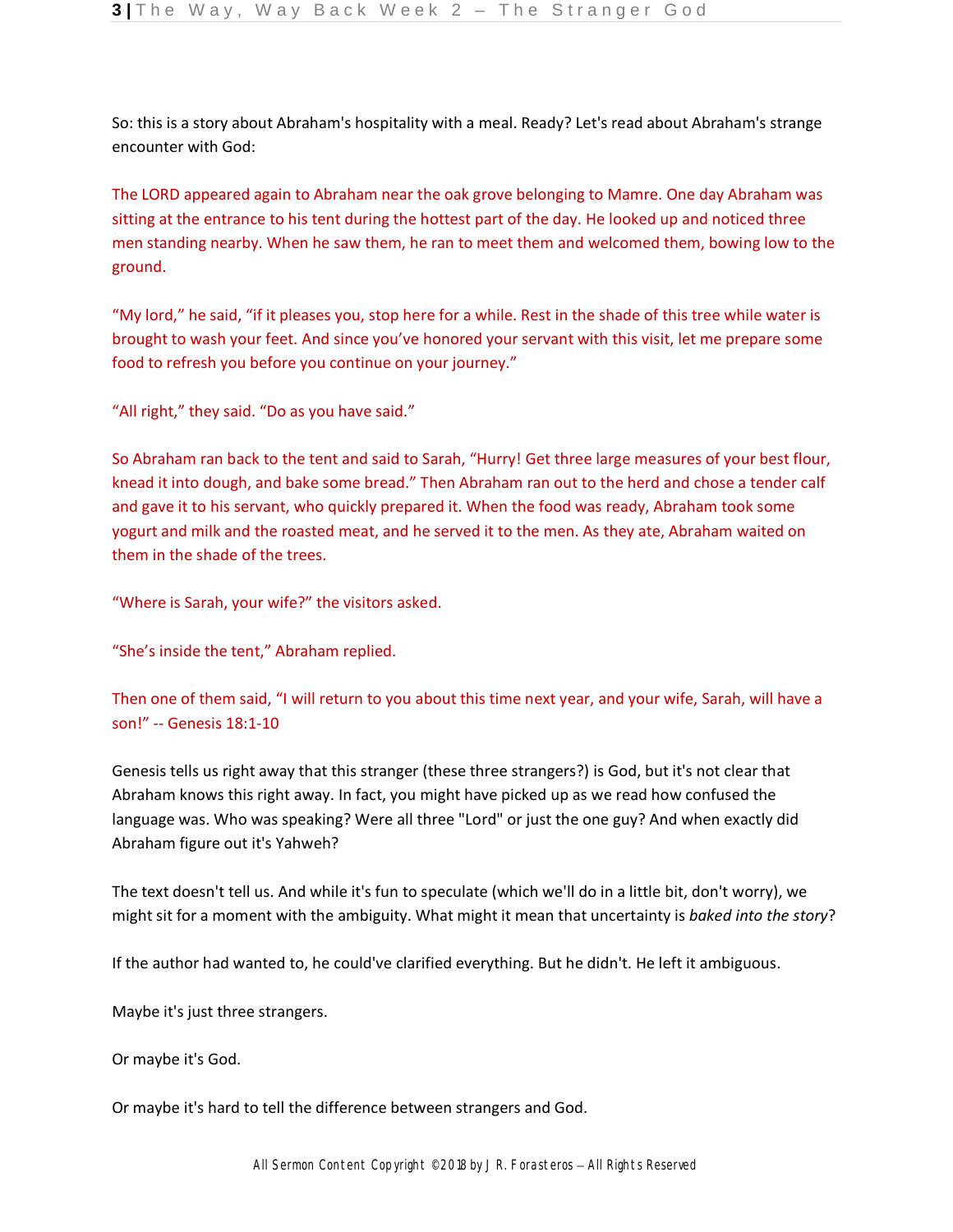So: this is a story about Abraham's hospitality with a meal. Ready? Let's read about Abraham's strange encounter with God:

The LORD appeared again to Abraham near the oak grove belonging to Mamre. One day Abraham was sitting at the entrance to his tent during the hottest part of the day. He looked up and noticed three men standing nearby. When he saw them, he ran to meet them and welcomed them, bowing low to the ground.

"My lord," he said, "if it pleases you, stop here for a while. Rest in the shade of this tree while water is brought to wash your feet. And since you've honored your servant with this visit, let me prepare some food to refresh you before you continue on your journey."

"All right," they said. "Do as you have said."

So Abraham ran back to the tent and said to Sarah, "Hurry! Get three large measures of your best flour, knead it into dough, and bake some bread." Then Abraham ran out to the herd and chose a tender calf and gave it to his servant, who quickly prepared it. When the food was ready, Abraham took some yogurt and milk and the roasted meat, and he served it to the men. As they ate, Abraham waited on them in the shade of the trees.

"Where is Sarah, your wife?" the visitors asked.

"She's inside the tent," Abraham replied.

Then one of them said, "I will return to you about this time next year, and your wife, Sarah, will have a son!" -- Genesis 18:1-10

Genesis tells us right away that this stranger (these three strangers?) is God, but it's not clear that Abraham knows this right away. In fact, you might have picked up as we read how confused the language was. Who was speaking? Were all three "Lord" or just the one guy? And when exactly did Abraham figure out it's Yahweh?

The text doesn't tell us. And while it's fun to speculate (which we'll do in a little bit, don't worry), we might sit for a moment with the ambiguity. What might it mean that uncertainty is *baked into the story*?

If the author had wanted to, he could've clarified everything. But he didn't. He left it ambiguous.

Maybe it's just three strangers.

Or maybe it's God.

Or maybe it's hard to tell the difference between strangers and God.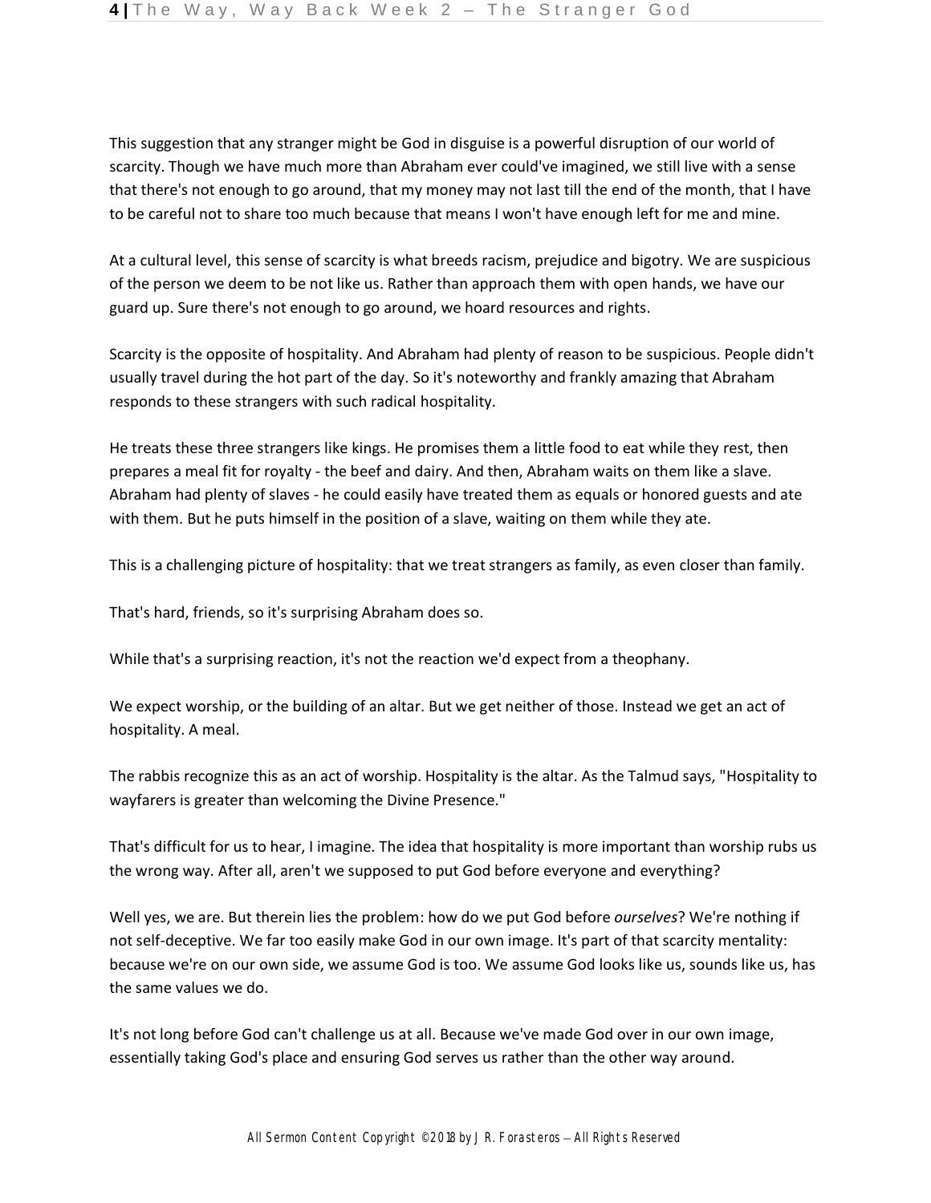This suggestion that any stranger might be God in disguise is a powerful disruption of our world of scarcity. Though we have much more than Abraham ever could've imagined, we still live with a sense that there's not enough to go around, that my money may not last till the end of the month, that I have to be careful not to share too much because that means I won't have enough left for me and mine.

At a cultural level, this sense of scarcity is what breeds racism, prejudice and bigotry. We are suspicious of the person we deem to be not like us. Rather than approach them with open hands, we have our guard up. Sure there's not enough to go around, we hoard resources and rights.

Scarcity is the opposite of hospitality. And Abraham had plenty of reason to be suspicious. People didn't usually travel during the hot part of the day. So it's noteworthy and frankly amazing that Abraham responds to these strangers with such radical hospitality.

He treats these three strangers like kings. He promises them a little food to eat while they rest, then prepares a meal fit for royalty - the beef and dairy. And then, Abraham waits on them like a slave. Abraham had plenty of slaves - he could easily have treated them as equals or honored guests and ate with them. But he puts himself in the position of a slave, waiting on them while they ate.

This is a challenging picture of hospitality: that we treat strangers as family, as even closer than family.

That's hard, friends, so it's surprising Abraham does so.

While that's a surprising reaction, it's not the reaction we'd expect from a theophany.

We expect worship, or the building of an altar. But we get neither of those. Instead we get an act of hospitality. A meal.

The rabbis recognize this as an act of worship. Hospitality is the altar. As the Talmud says, "Hospitality to wayfarers is greater than welcoming the Divine Presence."

That's difficult for us to hear, I imagine. The idea that hospitality is more important than worship rubs us the wrong way. After all, aren't we supposed to put God before everyone and everything?

Well yes, we are. But therein lies the problem: how do we put God before *ourselves*? We're nothing if not self-deceptive. We far too easily make God in our own image. It's part of that scarcity mentality: because we're on our own side, we assume God is too. We assume God looks like us, sounds like us, has the same values we do.

It's not long before God can't challenge us at all. Because we've made God over in our own image, essentially taking God's place and ensuring God serves us rather than the other way around.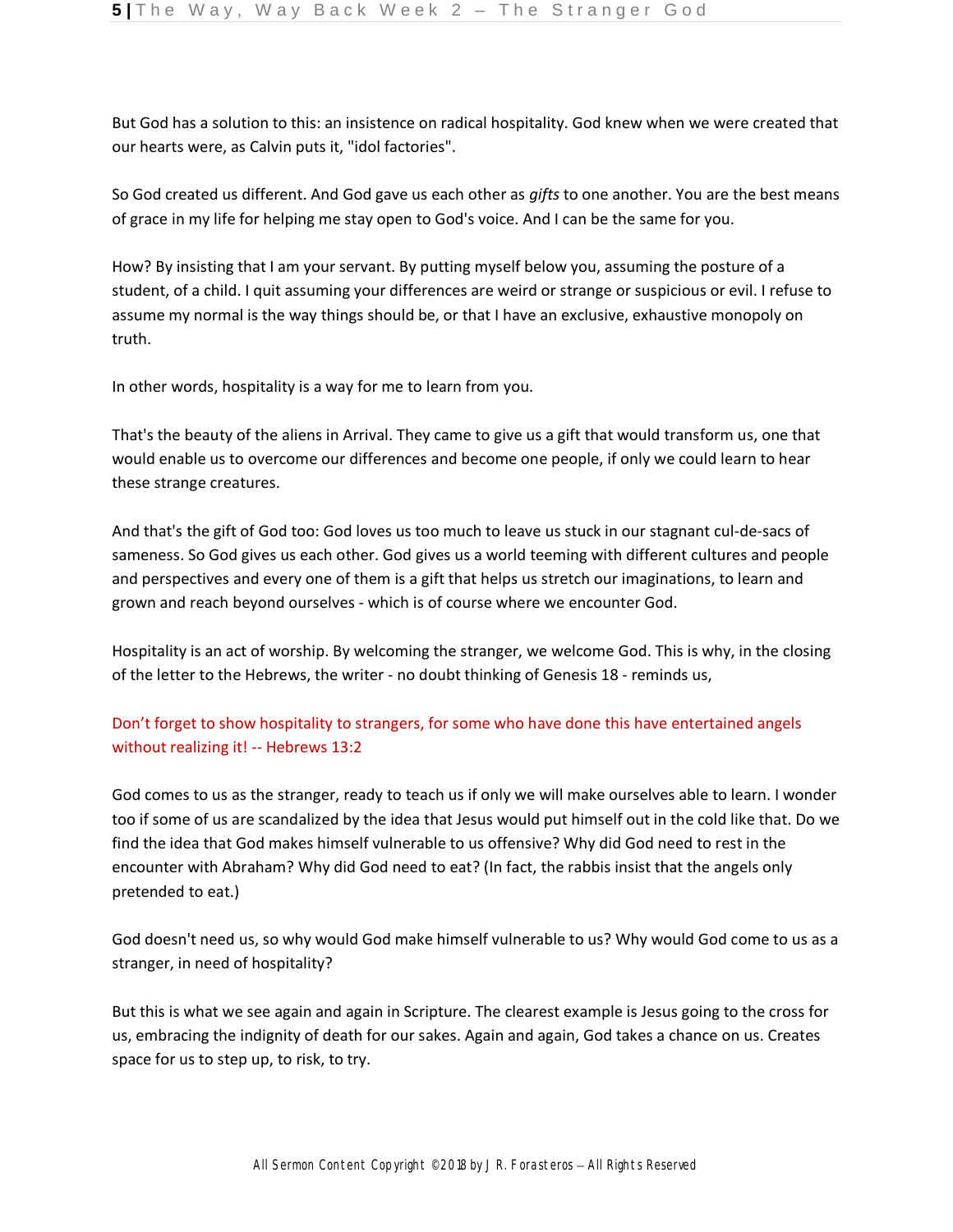But God has a solution to this: an insistence on radical hospitality. God knew when we were created that our hearts were, as Calvin puts it, "idol factories".

So God created us different. And God gave us each other as *gifts* to one another. You are the best means of grace in my life for helping me stay open to God's voice. And I can be the same for you.

How? By insisting that I am your servant. By putting myself below you, assuming the posture of a student, of a child. I quit assuming your differences are weird or strange or suspicious or evil. I refuse to assume my normal is the way things should be, or that I have an exclusive, exhaustive monopoly on truth.

In other words, hospitality is a way for me to learn from you.

That's the beauty of the aliens in Arrival. They came to give us a gift that would transform us, one that would enable us to overcome our differences and become one people, if only we could learn to hear these strange creatures.

And that's the gift of God too: God loves us too much to leave us stuck in our stagnant cul-de-sacs of sameness. So God gives us each other. God gives us a world teeming with different cultures and people and perspectives and every one of them is a gift that helps us stretch our imaginations, to learn and grown and reach beyond ourselves - which is of course where we encounter God.

Hospitality is an act of worship. By welcoming the stranger, we welcome God. This is why, in the closing of the letter to the Hebrews, the writer - no doubt thinking of Genesis 18 - reminds us,

Don't forget to show hospitality to strangers, for some who have done this have entertained angels without realizing it! -- Hebrews 13:2

God comes to us as the stranger, ready to teach us if only we will make ourselves able to learn. I wonder too if some of us are scandalized by the idea that Jesus would put himself out in the cold like that. Do we find the idea that God makes himself vulnerable to us offensive? Why did God need to rest in the encounter with Abraham? Why did God need to eat? (In fact, the rabbis insist that the angels only pretended to eat.)

God doesn't need us, so why would God make himself vulnerable to us? Why would God come to us as a stranger, in need of hospitality?

But this is what we see again and again in Scripture. The clearest example is Jesus going to the cross for us, embracing the indignity of death for our sakes. Again and again, God takes a chance on us. Creates space for us to step up, to risk, to try.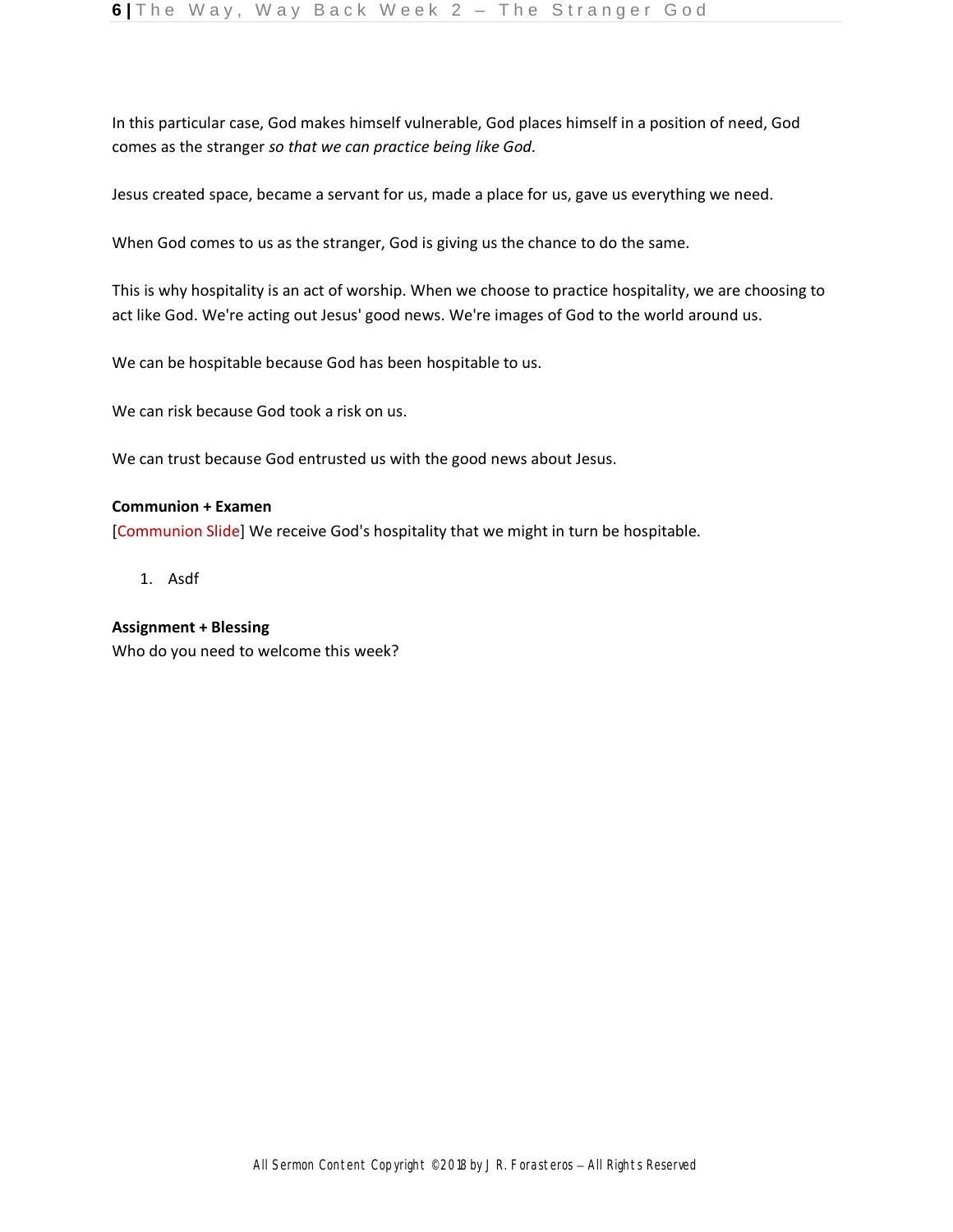In this particular case, God makes himself vulnerable, God places himself in a position of need, God comes as the stranger *so that we can practice being like God*.

Jesus created space, became a servant for us, made a place for us, gave us everything we need.

When God comes to us as the stranger, God is giving us the chance to do the same.

This is why hospitality is an act of worship. When we choose to practice hospitality, we are choosing to act like God. We're acting out Jesus' good news. We're images of God to the world around us.

We can be hospitable because God has been hospitable to us.

We can risk because God took a risk on us.

We can trust because God entrusted us with the good news about Jesus.

**Communion + Examen**
[Communion Slide] We receive God's hospitality that we might in turn be hospitable.

1. Asdf

**Assignment + Blessing**
Who do you need to welcome this week?

All Sermon Content Copyright ©2018 by J R. Forasteros – All Rights Reserved